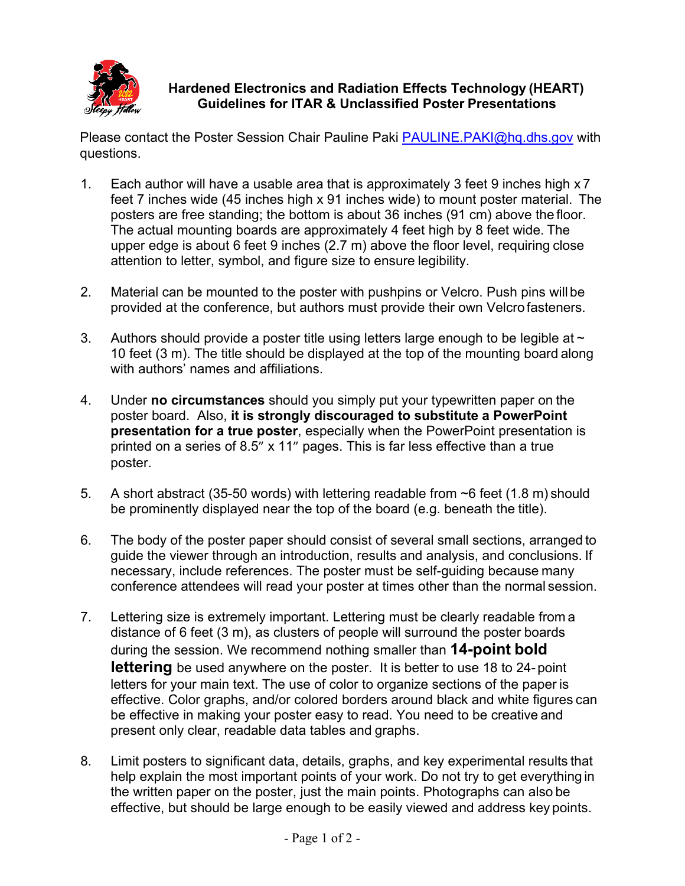# Hardened Electronics and Radiation Effects Technology (HEART)
## Guidelines for ITAR & Unclassified Poster Presentations

Please contact the Poster Session Chair Pauline Paki PAULINE.PAKI@hq.dhs.gov with questions.

1. Each author will have a usable area that is approximately 3 feet 9 inches high x 7 feet 7 inches wide (45 inches high x 91 inches wide) to mount poster material. The posters are free standing; the bottom is about 36 inches (91 cm) above the floor. The actual mounting boards are approximately 4 feet high by 8 feet wide. The upper edge is about 6 feet 9 inches (2.7 m) above the floor level, requiring close attention to letter, symbol, and figure size to ensure legibility.

2. Material can be mounted to the poster with pushpins or Velcro. Push pins will be provided at the conference, but authors must provide their own Velcro fasteners.

3. Authors should provide a poster title using letters large enough to be legible at ~ 10 feet (3 m). The title should be displayed at the top of the mounting board along with authors' names and affiliations.

4. Under **no circumstances** should you simply put your typewritten paper on the poster board. Also, **it is strongly discouraged to substitute a PowerPoint presentation for a true poster**, especially when the PowerPoint presentation is printed on a series of 8.5″ x 11″ pages. This is far less effective than a true poster.

5. A short abstract (35-50 words) with lettering readable from ~6 feet (1.8 m) should be prominently displayed near the top of the board (e.g. beneath the title).

6. The body of the poster paper should consist of several small sections, arranged to guide the viewer through an introduction, results and analysis, and conclusions. If necessary, include references. The poster must be self-guiding because many conference attendees will read your poster at times other than the normal session.

7. Lettering size is extremely important. Lettering must be clearly readable from a distance of 6 feet (3 m), as clusters of people will surround the poster boards during the session. We recommend nothing smaller than **14-point bold lettering** be used anywhere on the poster. It is better to use 18 to 24-point letters for your main text. The use of color to organize sections of the paper is effective. Color graphs, and/or colored borders around black and white figures can be effective in making your poster easy to read. You need to be creative and present only clear, readable data tables and graphs.

8. Limit posters to significant data, details, graphs, and key experimental results that help explain the most important points of your work. Do not try to get everything in the written paper on the poster, just the main points. Photographs can also be effective, but should be large enough to be easily viewed and address key points.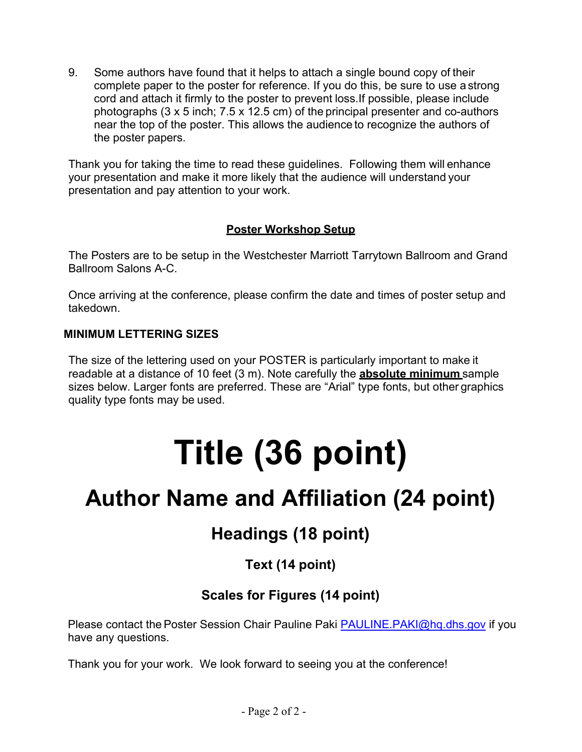9. Some authors have found that it helps to attach a single bound copy of their complete paper to the poster for reference. If you do this, be sure to use a strong cord and attach it firmly to the poster to prevent loss.If possible, please include photographs (3 x 5 inch; 7.5 x 12.5 cm) of the principal presenter and co-authors near the top of the poster. This allows the audience to recognize the authors of the poster papers.

Thank you for taking the time to read these guidelines. Following them will enhance your presentation and make it more likely that the audience will understand your presentation and pay attention to your work.

## Poster Workshop Setup

The Posters are to be setup in the Westchester Marriott Tarrytown Ballroom and Grand Ballroom Salons A-C.

Once arriving at the conference, please confirm the date and times of poster setup and takedown.

### MINIMUM LETTERING SIZES

The size of the lettering used on your POSTER is particularly important to make it readable at a distance of 10 feet (3 m). Note carefully the **absolute minimum** sample sizes below. Larger fonts are preferred. These are "Arial" type fonts, but other graphics quality type fonts may be used.

# Title (36 point)

## Author Name and Affiliation (24 point)

### Headings (18 point)

**Text (14 point)**

**Scales for Figures (14 point)**

Please contact the Poster Session Chair Pauline Paki PAULINE.PAKI@hq.dhs.gov if you have any questions.

Thank you for your work. We look forward to seeing you at the conference!